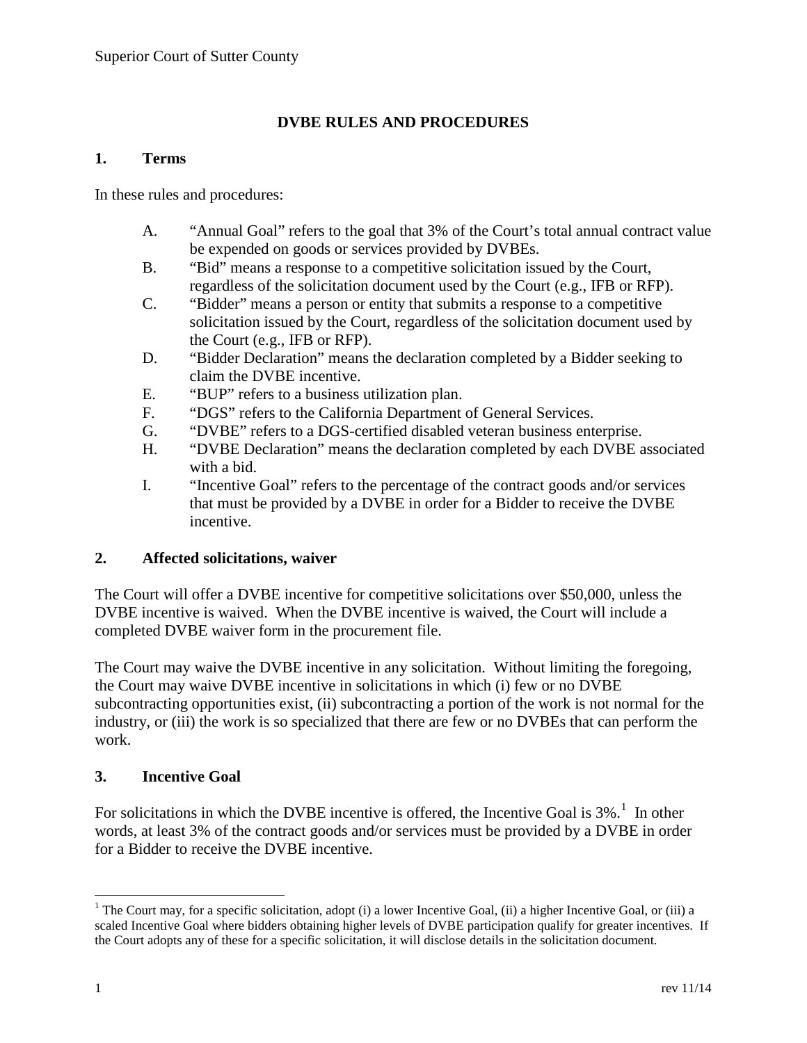Superior Court of Sutter County

# DVBE RULES AND PROCEDURES

## 1. Terms

In these rules and procedures:

A. "Annual Goal" refers to the goal that 3% of the Court's total annual contract value be expended on goods or services provided by DVBEs.

B. "Bid" means a response to a competitive solicitation issued by the Court, regardless of the solicitation document used by the Court (e.g., IFB or RFP).

C. "Bidder" means a person or entity that submits a response to a competitive solicitation issued by the Court, regardless of the solicitation document used by the Court (e.g., IFB or RFP).

D. "Bidder Declaration" means the declaration completed by a Bidder seeking to claim the DVBE incentive.

E. "BUP" refers to a business utilization plan.

F. "DGS" refers to the California Department of General Services.

G. "DVBE" refers to a DGS-certified disabled veteran business enterprise.

H. "DVBE Declaration" means the declaration completed by each DVBE associated with a bid.

I. "Incentive Goal" refers to the percentage of the contract goods and/or services that must be provided by a DVBE in order for a Bidder to receive the DVBE incentive.

## 2. Affected solicitations, waiver

The Court will offer a DVBE incentive for competitive solicitations over $50,000, unless the DVBE incentive is waived. When the DVBE incentive is waived, the Court will include a completed DVBE waiver form in the procurement file.

The Court may waive the DVBE incentive in any solicitation. Without limiting the foregoing, the Court may waive DVBE incentive in solicitations in which (i) few or no DVBE subcontracting opportunities exist, (ii) subcontracting a portion of the work is not normal for the industry, or (iii) the work is so specialized that there are few or no DVBEs that can perform the work.

## 3. Incentive Goal

For solicitations in which the DVBE incentive is offered, the Incentive Goal is 3%.[1] In other words, at least 3% of the contract goods and/or services must be provided by a DVBE in order for a Bidder to receive the DVBE incentive.

---

[1] The Court may, for a specific solicitation, adopt (i) a lower Incentive Goal, (ii) a higher Incentive Goal, or (iii) a scaled Incentive Goal where bidders obtaining higher levels of DVBE participation qualify for greater incentives. If the Court adopts any of these for a specific solicitation, it will disclose details in the solicitation document.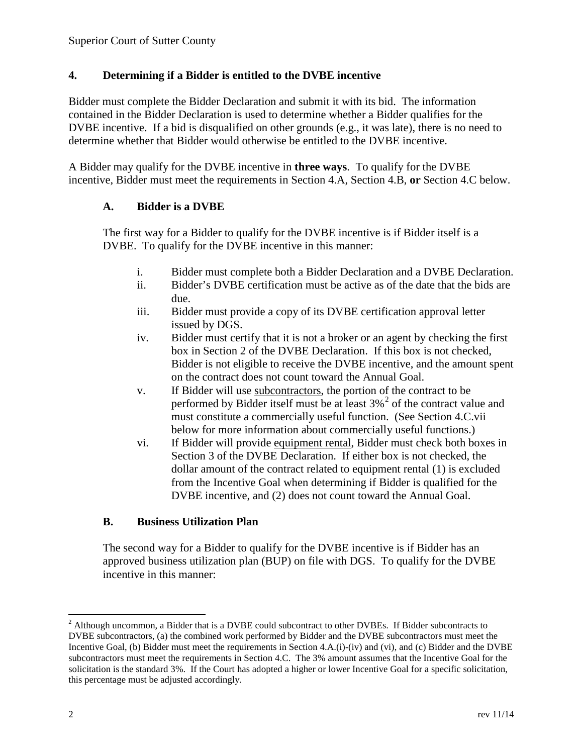## 4. Determining if a Bidder is entitled to the DVBE incentive

Bidder must complete the Bidder Declaration and submit it with its bid. The information contained in the Bidder Declaration is used to determine whether a Bidder qualifies for the DVBE incentive. If a bid is disqualified on other grounds (e.g., it was late), there is no need to determine whether that Bidder would otherwise be entitled to the DVBE incentive.

A Bidder may qualify for the DVBE incentive in **three ways**. To qualify for the DVBE incentive, Bidder must meet the requirements in Section 4.A, Section 4.B, **or** Section 4.C below.

### A. Bidder is a DVBE

The first way for a Bidder to qualify for the DVBE incentive is if Bidder itself is a DVBE. To qualify for the DVBE incentive in this manner:

- i. Bidder must complete both a Bidder Declaration and a DVBE Declaration.
- ii. Bidder's DVBE certification must be active as of the date that the bids are due.
- iii. Bidder must provide a copy of its DVBE certification approval letter issued by DGS.
- iv. Bidder must certify that it is not a broker or an agent by checking the first box in Section 2 of the DVBE Declaration. If this box is not checked, Bidder is not eligible to receive the DVBE incentive, and the amount spent on the contract does not count toward the Annual Goal.
- v. If Bidder will use <u>subcontractors</u>, the portion of the contract to be performed by Bidder itself must be at least 3%[2] of the contract value and must constitute a commercially useful function. (See Section 4.C.vii below for more information about commercially useful functions.)
- vi. If Bidder will provide <u>equipment rental</u>, Bidder must check both boxes in Section 3 of the DVBE Declaration. If either box is not checked, the dollar amount of the contract related to equipment rental (1) is excluded from the Incentive Goal when determining if Bidder is qualified for the DVBE incentive, and (2) does not count toward the Annual Goal.

### B. Business Utilization Plan

The second way for a Bidder to qualify for the DVBE incentive is if Bidder has an approved business utilization plan (BUP) on file with DGS. To qualify for the DVBE incentive in this manner:

---

[2] Although uncommon, a Bidder that is a DVBE could subcontract to other DVBEs. If Bidder subcontracts to DVBE subcontractors, (a) the combined work performed by Bidder and the DVBE subcontractors must meet the Incentive Goal, (b) Bidder must meet the requirements in Section 4.A.(i)-(iv) and (vi), and (c) Bidder and the DVBE subcontractors must meet the requirements in Section 4.C. The 3% amount assumes that the Incentive Goal for the solicitation is the standard 3%. If the Court has adopted a higher or lower Incentive Goal for a specific solicitation, this percentage must be adjusted accordingly.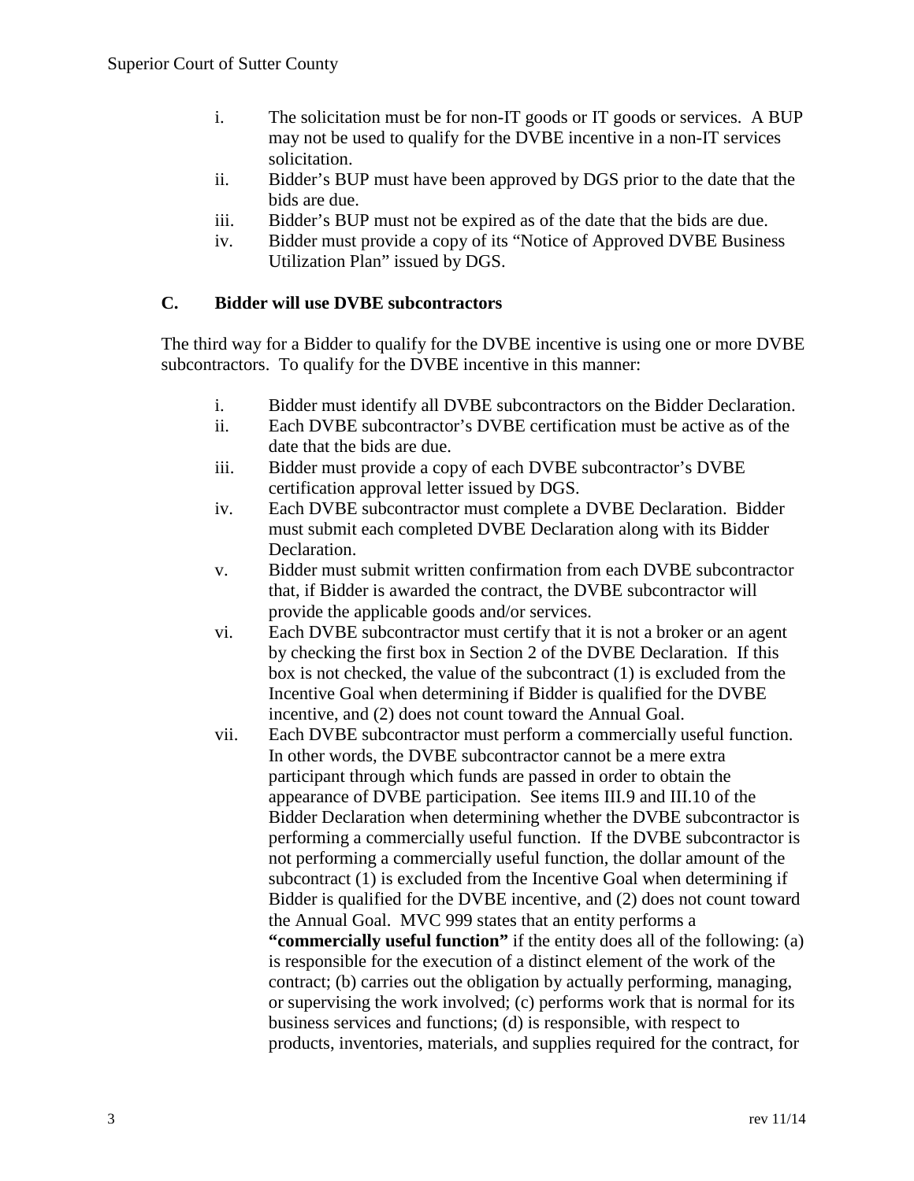i. The solicitation must be for non-IT goods or IT goods or services. A BUP may not be used to qualify for the DVBE incentive in a non-IT services solicitation.
ii. Bidder's BUP must have been approved by DGS prior to the date that the bids are due.
iii. Bidder's BUP must not be expired as of the date that the bids are due.
iv. Bidder must provide a copy of its "Notice of Approved DVBE Business Utilization Plan" issued by DGS.

### C. Bidder will use DVBE subcontractors

The third way for a Bidder to qualify for the DVBE incentive is using one or more DVBE subcontractors. To qualify for the DVBE incentive in this manner:

i. Bidder must identify all DVBE subcontractors on the Bidder Declaration.
ii. Each DVBE subcontractor's DVBE certification must be active as of the date that the bids are due.
iii. Bidder must provide a copy of each DVBE subcontractor's DVBE certification approval letter issued by DGS.
iv. Each DVBE subcontractor must complete a DVBE Declaration. Bidder must submit each completed DVBE Declaration along with its Bidder Declaration.
v. Bidder must submit written confirmation from each DVBE subcontractor that, if Bidder is awarded the contract, the DVBE subcontractor will provide the applicable goods and/or services.
vi. Each DVBE subcontractor must certify that it is not a broker or an agent by checking the first box in Section 2 of the DVBE Declaration. If this box is not checked, the value of the subcontract (1) is excluded from the Incentive Goal when determining if Bidder is qualified for the DVBE incentive, and (2) does not count toward the Annual Goal.
vii. Each DVBE subcontractor must perform a commercially useful function. In other words, the DVBE subcontractor cannot be a mere extra participant through which funds are passed in order to obtain the appearance of DVBE participation. See items III.9 and III.10 of the Bidder Declaration when determining whether the DVBE subcontractor is performing a commercially useful function. If the DVBE subcontractor is not performing a commercially useful function, the dollar amount of the subcontract (1) is excluded from the Incentive Goal when determining if Bidder is qualified for the DVBE incentive, and (2) does not count toward the Annual Goal. MVC 999 states that an entity performs a **"commercially useful function"** if the entity does all of the following: (a) is responsible for the execution of a distinct element of the work of the contract; (b) carries out the obligation by actually performing, managing, or supervising the work involved; (c) performs work that is normal for its business services and functions; (d) is responsible, with respect to products, inventories, materials, and supplies required for the contract, for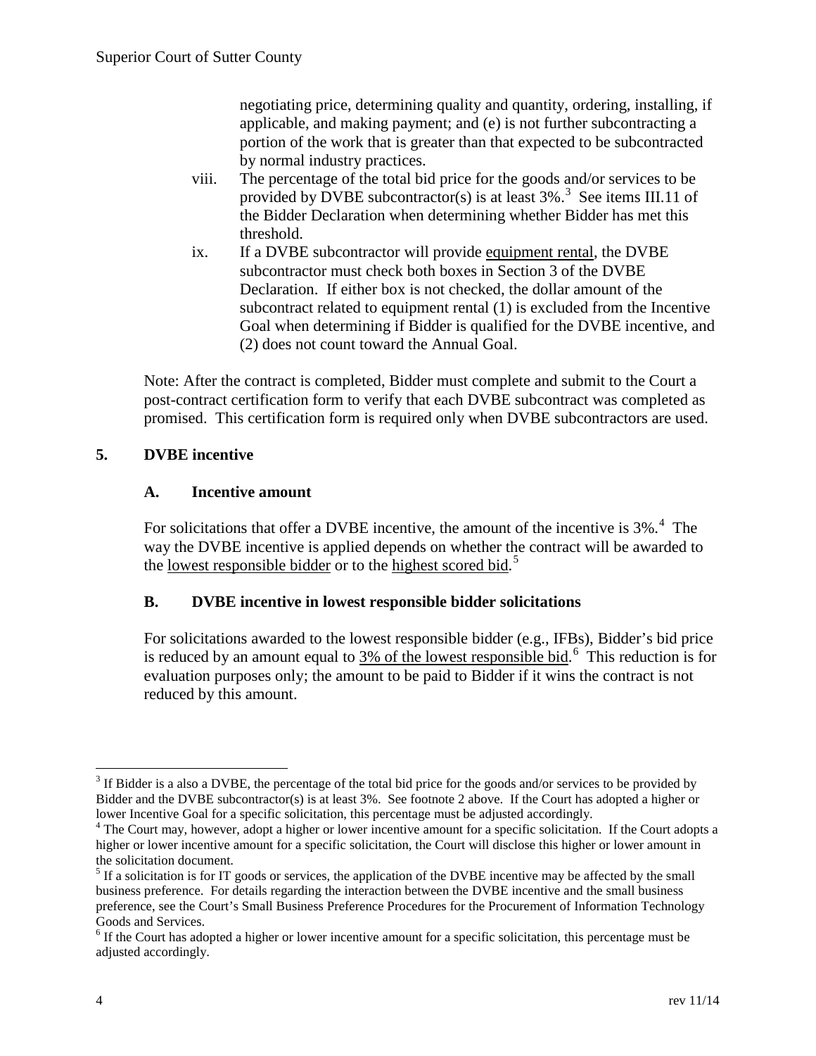negotiating price, determining quality and quantity, ordering, installing, if applicable, and making payment; and (e) is not further subcontracting a portion of the work that is greater than that expected to be subcontracted by normal industry practices.

viii. The percentage of the total bid price for the goods and/or services to be provided by DVBE subcontractor(s) is at least 3%.[3] See items III.11 of the Bidder Declaration when determining whether Bidder has met this threshold.

ix. If a DVBE subcontractor will provide equipment rental, the DVBE subcontractor must check both boxes in Section 3 of the DVBE Declaration. If either box is not checked, the dollar amount of the subcontract related to equipment rental (1) is excluded from the Incentive Goal when determining if Bidder is qualified for the DVBE incentive, and (2) does not count toward the Annual Goal.

Note: After the contract is completed, Bidder must complete and submit to the Court a post-contract certification form to verify that each DVBE subcontract was completed as promised. This certification form is required only when DVBE subcontractors are used.

## 5. DVBE incentive

### A. Incentive amount

For solicitations that offer a DVBE incentive, the amount of the incentive is 3%.[4] The way the DVBE incentive is applied depends on whether the contract will be awarded to the lowest responsible bidder or to the highest scored bid.[5]

### B. DVBE incentive in lowest responsible bidder solicitations

For solicitations awarded to the lowest responsible bidder (e.g., IFBs), Bidder's bid price is reduced by an amount equal to 3% of the lowest responsible bid.[6] This reduction is for evaluation purposes only; the amount to be paid to Bidder if it wins the contract is not reduced by this amount.

---

[3] If Bidder is a also a DVBE, the percentage of the total bid price for the goods and/or services to be provided by Bidder and the DVBE subcontractor(s) is at least 3%. See footnote 2 above. If the Court has adopted a higher or lower Incentive Goal for a specific solicitation, this percentage must be adjusted accordingly.

[4] The Court may, however, adopt a higher or lower incentive amount for a specific solicitation. If the Court adopts a higher or lower incentive amount for a specific solicitation, the Court will disclose this higher or lower amount in the solicitation document.

[5] If a solicitation is for IT goods or services, the application of the DVBE incentive may be affected by the small business preference. For details regarding the interaction between the DVBE incentive and the small business preference, see the Court's Small Business Preference Procedures for the Procurement of Information Technology Goods and Services.

[6] If the Court has adopted a higher or lower incentive amount for a specific solicitation, this percentage must be adjusted accordingly.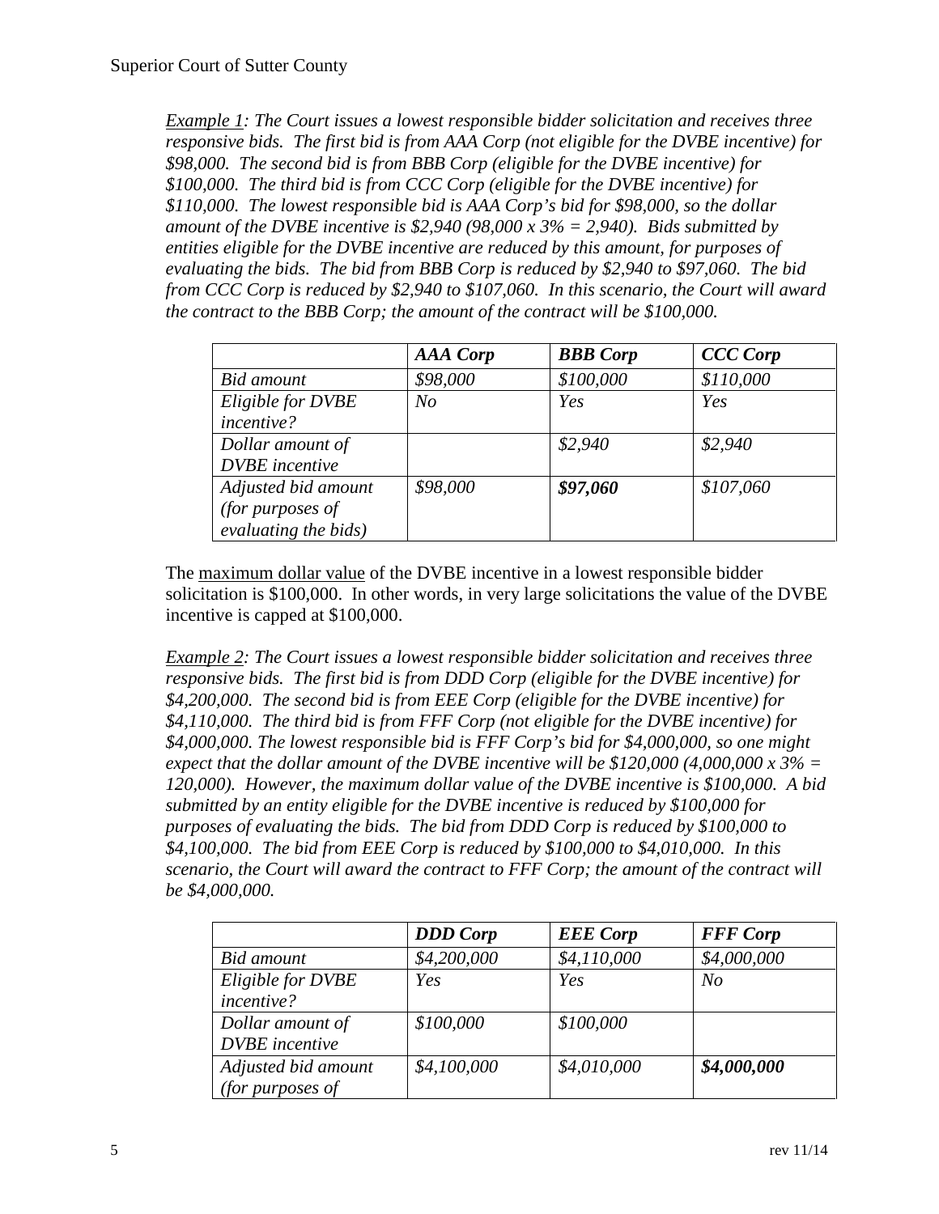*<u>Example 1</u>: The Court issues a lowest responsible bidder solicitation and receives three responsive bids. The first bid is from AAA Corp (not eligible for the DVBE incentive) for \$98,000. The second bid is from BBB Corp (eligible for the DVBE incentive) for \$100,000. The third bid is from CCC Corp (eligible for the DVBE incentive) for \$110,000. The lowest responsible bid is AAA Corp's bid for \$98,000, so the dollar amount of the DVBE incentive is \$2,940 (98,000 x 3% = 2,940). Bids submitted by entities eligible for the DVBE incentive are reduced by this amount, for purposes of evaluating the bids. The bid from BBB Corp is reduced by \$2,940 to \$97,060. The bid from CCC Corp is reduced by \$2,940 to \$107,060. In this scenario, the Court will award the contract to the BBB Corp; the amount of the contract will be \$100,000.*

| | ***AAA Corp*** | ***BBB Corp*** | ***CCC Corp*** |
|---|---|---|---|
| *Bid amount* | *\$98,000* | *\$100,000* | *\$110,000* |
| *Eligible for DVBE incentive?* | *No* | *Yes* | *Yes* |
| *Dollar amount of DVBE incentive* | | *\$2,940* | *\$2,940* |
| *Adjusted bid amount (for purposes of evaluating the bids)* | *\$98,000* | ***\$97,060*** | *\$107,060* |

The <u>maximum dollar value</u> of the DVBE incentive in a lowest responsible bidder solicitation is \$100,000. In other words, in very large solicitations the value of the DVBE incentive is capped at \$100,000.

*<u>Example 2</u>: The Court issues a lowest responsible bidder solicitation and receives three responsive bids. The first bid is from DDD Corp (eligible for the DVBE incentive) for \$4,200,000. The second bid is from EEE Corp (eligible for the DVBE incentive) for \$4,110,000. The third bid is from FFF Corp (not eligible for the DVBE incentive) for \$4,000,000. The lowest responsible bid is FFF Corp's bid for \$4,000,000, so one might expect that the dollar amount of the DVBE incentive will be \$120,000 (4,000,000 x 3% = 120,000). However, the maximum dollar value of the DVBE incentive is \$100,000. A bid submitted by an entity eligible for the DVBE incentive is reduced by \$100,000 for purposes of evaluating the bids. The bid from DDD Corp is reduced by \$100,000 to \$4,100,000. The bid from EEE Corp is reduced by \$100,000 to \$4,010,000. In this scenario, the Court will award the contract to FFF Corp; the amount of the contract will be \$4,000,000.*

| | ***DDD Corp*** | ***EEE Corp*** | ***FFF Corp*** |
|---|---|---|---|
| *Bid amount* | *\$4,200,000* | *\$4,110,000* | *\$4,000,000* |
| *Eligible for DVBE incentive?* | *Yes* | *Yes* | *No* |
| *Dollar amount of DVBE incentive* | *\$100,000* | *\$100,000* | |
| *Adjusted bid amount (for purposes of* | *\$4,100,000* | *\$4,010,000* | ***\$4,000,000*** |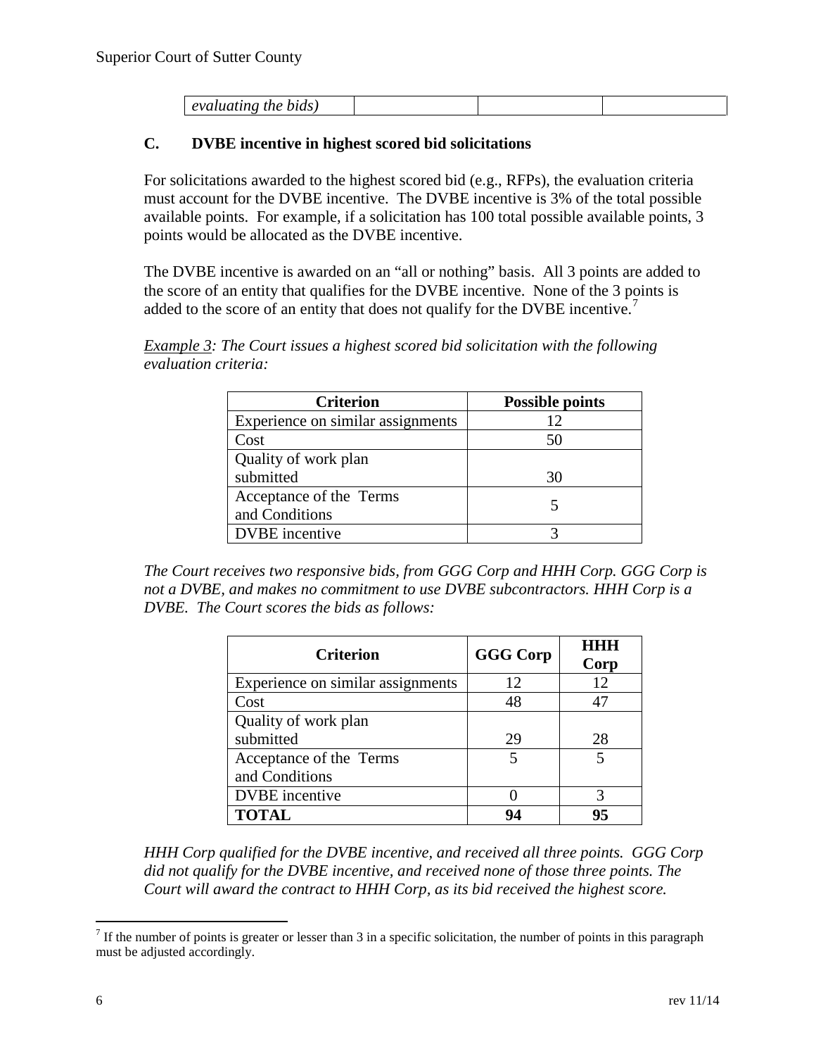| *evaluating the bids)* | | | |
|---|---|---|---|

### C. DVBE incentive in highest scored bid solicitations

For solicitations awarded to the highest scored bid (e.g., RFPs), the evaluation criteria must account for the DVBE incentive. The DVBE incentive is 3% of the total possible available points. For example, if a solicitation has 100 total possible available points, 3 points would be allocated as the DVBE incentive.

The DVBE incentive is awarded on an "all or nothing" basis. All 3 points are added to the score of an entity that qualifies for the DVBE incentive. None of the 3 points is added to the score of an entity that does not qualify for the DVBE incentive.[7]

*<u>Example 3</u>: The Court issues a highest scored bid solicitation with the following evaluation criteria:*

| Criterion | Possible points |
|---|---|
| Experience on similar assignments | 12 |
| Cost | 50 |
| Quality of work plan submitted | 30 |
| Acceptance of the Terms and Conditions | 5 |
| DVBE incentive | 3 |

*The Court receives two responsive bids, from GGG Corp and HHH Corp. GGG Corp is not a DVBE, and makes no commitment to use DVBE subcontractors. HHH Corp is a DVBE. The Court scores the bids as follows:*

| Criterion | GGG Corp | HHH Corp |
|---|---|---|
| Experience on similar assignments | 12 | 12 |
| Cost | 48 | 47 |
| Quality of work plan submitted | 29 | 28 |
| Acceptance of the Terms and Conditions | 5 | 5 |
| DVBE incentive | 0 | 3 |
| **TOTAL** | **94** | **95** |

*HHH Corp qualified for the DVBE incentive, and received all three points. GGG Corp did not qualify for the DVBE incentive, and received none of those three points. The Court will award the contract to HHH Corp, as its bid received the highest score.*

---

[7] If the number of points is greater or lesser than 3 in a specific solicitation, the number of points in this paragraph must be adjusted accordingly.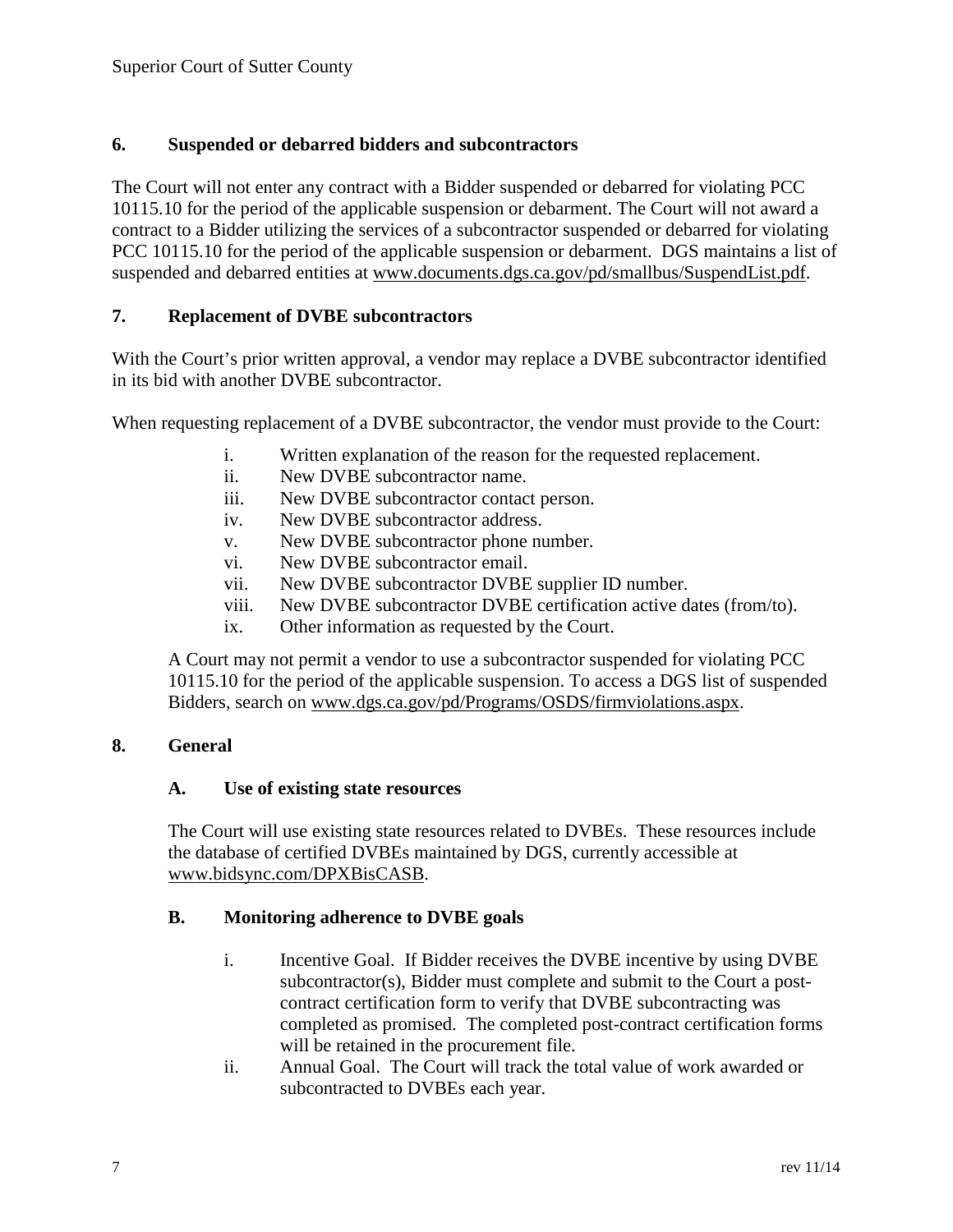## 6. Suspended or debarred bidders and subcontractors

The Court will not enter any contract with a Bidder suspended or debarred for violating PCC 10115.10 for the period of the applicable suspension or debarment. The Court will not award a contract to a Bidder utilizing the services of a subcontractor suspended or debarred for violating PCC 10115.10 for the period of the applicable suspension or debarment. DGS maintains a list of suspended and debarred entities at www.documents.dgs.ca.gov/pd/smallbus/SuspendList.pdf.

## 7. Replacement of DVBE subcontractors

With the Court's prior written approval, a vendor may replace a DVBE subcontractor identified in its bid with another DVBE subcontractor.

When requesting replacement of a DVBE subcontractor, the vendor must provide to the Court:

i. Written explanation of the reason for the requested replacement.
ii. New DVBE subcontractor name.
iii. New DVBE subcontractor contact person.
iv. New DVBE subcontractor address.
v. New DVBE subcontractor phone number.
vi. New DVBE subcontractor email.
vii. New DVBE subcontractor DVBE supplier ID number.
viii. New DVBE subcontractor DVBE certification active dates (from/to).
ix. Other information as requested by the Court.

A Court may not permit a vendor to use a subcontractor suspended for violating PCC 10115.10 for the period of the applicable suspension. To access a DGS list of suspended Bidders, search on www.dgs.ca.gov/pd/Programs/OSDS/firmviolations.aspx.

## 8. General

### A. Use of existing state resources

The Court will use existing state resources related to DVBEs. These resources include the database of certified DVBEs maintained by DGS, currently accessible at www.bidsync.com/DPXBisCASB.

### B. Monitoring adherence to DVBE goals

i. Incentive Goal. If Bidder receives the DVBE incentive by using DVBE subcontractor(s), Bidder must complete and submit to the Court a post-contract certification form to verify that DVBE subcontracting was completed as promised. The completed post-contract certification forms will be retained in the procurement file.
ii. Annual Goal. The Court will track the total value of work awarded or subcontracted to DVBEs each year.